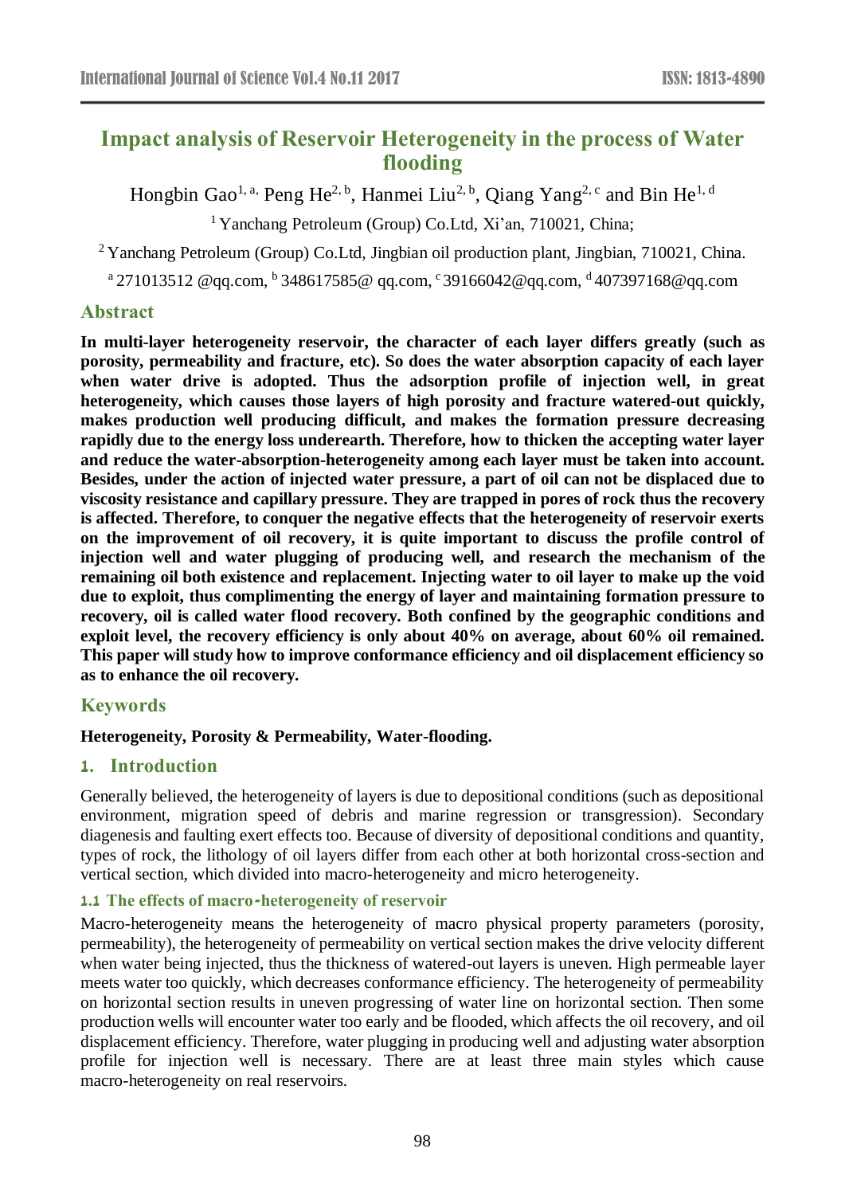# Impact analysis of Reservoir Heterogeneity in the process of Water flooding

Hongbin Gao[1, a], Peng He[2, b], Hanmei Liu[2, b], Qiang Yang[2, c] and Bin He[1, d]

[1] Yanchang Petroleum (Group) Co.Ltd, Xi'an, 710021, China;

[2] Yanchang Petroleum (Group) Co.Ltd, Jingbian oil production plant, Jingbian, 710021, China.

[a] 271013512 @qq.com, [b] 348617585@ qq.com, [c] 39166042@qq.com, [d] 407397168@qq.com

## Abstract

**In multi-layer heterogeneity reservoir, the character of each layer differs greatly (such as porosity, permeability and fracture, etc). So does the water absorption capacity of each layer when water drive is adopted. Thus the adsorption profile of injection well, in great heterogeneity, which causes those layers of high porosity and fracture watered-out quickly, makes production well producing difficult, and makes the formation pressure decreasing rapidly due to the energy loss underearth. Therefore, how to thicken the accepting water layer and reduce the water-absorption-heterogeneity among each layer must be taken into account. Besides, under the action of injected water pressure, a part of oil can not be displaced due to viscosity resistance and capillary pressure. They are trapped in pores of rock thus the recovery is affected. Therefore, to conquer the negative effects that the heterogeneity of reservoir exerts on the improvement of oil recovery, it is quite important to discuss the profile control of injection well and water plugging of producing well, and research the mechanism of the remaining oil both existence and replacement. Injecting water to oil layer to make up the void due to exploit, thus complimenting the energy of layer and maintaining formation pressure to recovery, oil is called water flood recovery. Both confined by the geographic conditions and exploit level, the recovery efficiency is only about 40% on average, about 60% oil remained. This paper will study how to improve conformance efficiency and oil displacement efficiency so as to enhance the oil recovery.**

## Keywords

**Heterogeneity, Porosity & Permeability, Water-flooding.**

## 1. Introduction

Generally believed, the heterogeneity of layers is due to depositional conditions (such as depositional environment, migration speed of debris and marine regression or transgression). Secondary diagenesis and faulting exert effects too. Because of diversity of depositional conditions and quantity, types of rock, the lithology of oil layers differ from each other at both horizontal cross-section and vertical section, which divided into macro-heterogeneity and micro heterogeneity.

### 1.1 The effects of macro-heterogeneity of reservoir

Macro-heterogeneity means the heterogeneity of macro physical property parameters (porosity, permeability), the heterogeneity of permeability on vertical section makes the drive velocity different when water being injected, thus the thickness of watered-out layers is uneven. High permeable layer meets water too quickly, which decreases conformance efficiency. The heterogeneity of permeability on horizontal section results in uneven progressing of water line on horizontal section. Then some production wells will encounter water too early and be flooded, which affects the oil recovery, and oil displacement efficiency. Therefore, water plugging in producing well and adjusting water absorption profile for injection well is necessary. There are at least three main styles which cause macro-heterogeneity on real reservoirs.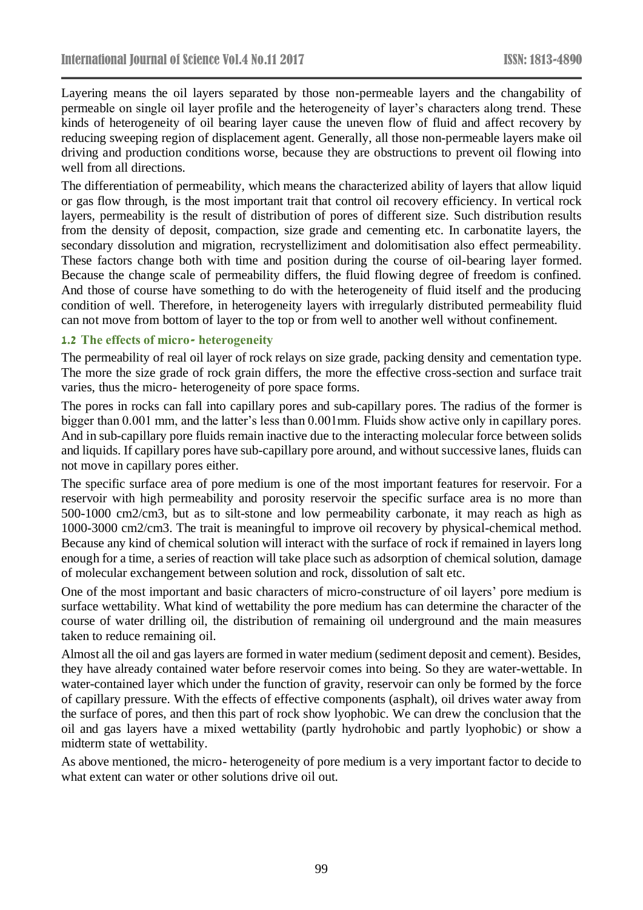Layering means the oil layers separated by those non-permeable layers and the changability of permeable on single oil layer profile and the heterogeneity of layer's characters along trend. These kinds of heterogeneity of oil bearing layer cause the uneven flow of fluid and affect recovery by reducing sweeping region of displacement agent. Generally, all those non-permeable layers make oil driving and production conditions worse, because they are obstructions to prevent oil flowing into well from all directions.

The differentiation of permeability, which means the characterized ability of layers that allow liquid or gas flow through, is the most important trait that control oil recovery efficiency. In vertical rock layers, permeability is the result of distribution of pores of different size. Such distribution results from the density of deposit, compaction, size grade and cementing etc. In carbonatite layers, the secondary dissolution and migration, recrystelliziment and dolomitisation also effect permeability. These factors change both with time and position during the course of oil-bearing layer formed. Because the change scale of permeability differs, the fluid flowing degree of freedom is confined. And those of course have something to do with the heterogeneity of fluid itself and the producing condition of well. Therefore, in heterogeneity layers with irregularly distributed permeability fluid can not move from bottom of layer to the top or from well to another well without confinement.

### 1.2 The effects of micro- heterogeneity

The permeability of real oil layer of rock relays on size grade, packing density and cementation type. The more the size grade of rock grain differs, the more the effective cross-section and surface trait varies, thus the micro- heterogeneity of pore space forms.

The pores in rocks can fall into capillary pores and sub-capillary pores. The radius of the former is bigger than 0.001 mm, and the latter's less than 0.001mm. Fluids show active only in capillary pores. And in sub-capillary pore fluids remain inactive due to the interacting molecular force between solids and liquids. If capillary pores have sub-capillary pore around, and without successive lanes, fluids can not move in capillary pores either.

The specific surface area of pore medium is one of the most important features for reservoir. For a reservoir with high permeability and porosity reservoir the specific surface area is no more than 500-1000 cm2/cm3, but as to silt-stone and low permeability carbonate, it may reach as high as 1000-3000 cm2/cm3. The trait is meaningful to improve oil recovery by physical-chemical method. Because any kind of chemical solution will interact with the surface of rock if remained in layers long enough for a time, a series of reaction will take place such as adsorption of chemical solution, damage of molecular exchangement between solution and rock, dissolution of salt etc.

One of the most important and basic characters of micro-constructure of oil layers' pore medium is surface wettability. What kind of wettability the pore medium has can determine the character of the course of water drilling oil, the distribution of remaining oil underground and the main measures taken to reduce remaining oil.

Almost all the oil and gas layers are formed in water medium (sediment deposit and cement). Besides, they have already contained water before reservoir comes into being. So they are water-wettable. In water-contained layer which under the function of gravity, reservoir can only be formed by the force of capillary pressure. With the effects of effective components (asphalt), oil drives water away from the surface of pores, and then this part of rock show lyophobic. We can drew the conclusion that the oil and gas layers have a mixed wettability (partly hydrohobic and partly lyophobic) or show a midterm state of wettability.

As above mentioned, the micro- heterogeneity of pore medium is a very important factor to decide to what extent can water or other solutions drive oil out.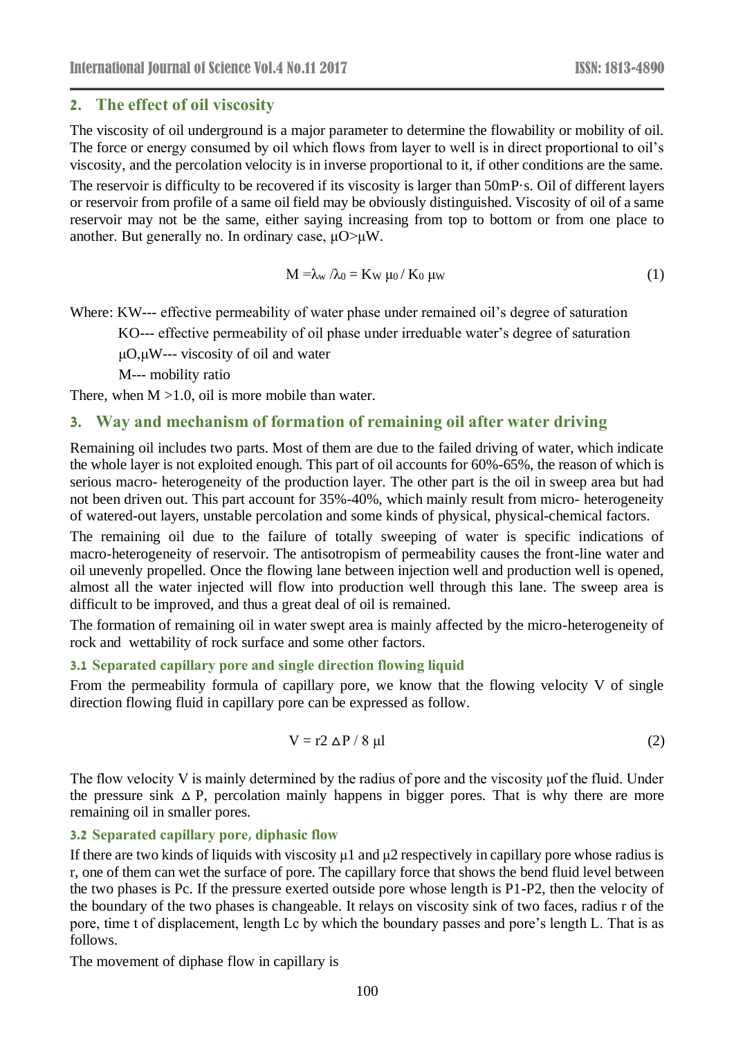## 2. The effect of oil viscosity

The viscosity of oil underground is a major parameter to determine the flowability or mobility of oil. The force or energy consumed by oil which flows from layer to well is in direct proportional to oil's viscosity, and the percolation velocity is in inverse proportional to it, if other conditions are the same.

The reservoir is difficulty to be recovered if its viscosity is larger than 50mP·s. Oil of different layers or reservoir from profile of a same oil field may be obviously distinguished. Viscosity of oil of a same reservoir may not be the same, either saying increasing from top to bottom or from one place to another. But generally no. In ordinary case, $\mu O > \mu W$.

$$M = \lambda_w / \lambda_0 = K_W \mu_0 / K_0 \mu_W \tag{1}$$

Where: KW--- effective permeability of water phase under remained oil's degree of saturation

KO--- effective permeability of oil phase under irreduable water's degree of saturation

$\mu O, \mu W$--- viscosity of oil and water

M--- mobility ratio

There, when M >1.0, oil is more mobile than water.

## 3. Way and mechanism of formation of remaining oil after water driving

Remaining oil includes two parts. Most of them are due to the failed driving of water, which indicate the whole layer is not exploited enough. This part of oil accounts for 60%-65%, the reason of which is serious macro- heterogeneity of the production layer. The other part is the oil in sweep area but had not been driven out. This part account for 35%-40%, which mainly result from micro- heterogeneity of watered-out layers, unstable percolation and some kinds of physical, physical-chemical factors.

The remaining oil due to the failure of totally sweeping of water is specific indications of macro-heterogeneity of reservoir. The antisotropism of permeability causes the front-line water and oil unevenly propelled. Once the flowing lane between injection well and production well is opened, almost all the water injected will flow into production well through this lane. The sweep area is difficult to be improved, and thus a great deal of oil is remained.

The formation of remaining oil in water swept area is mainly affected by the micro-heterogeneity of rock and wettability of rock surface and some other factors.

### 3.1 Separated capillary pore and single direction flowing liquid

From the permeability formula of capillary pore, we know that the flowing velocity V of single direction flowing fluid in capillary pore can be expressed as follow.

$$V = r2 \, \Delta P / 8 \, \mu l \tag{2}$$

The flow velocity V is mainly determined by the radius of pore and the viscosity $\mu$of the fluid. Under the pressure sink $\Delta$ P, percolation mainly happens in bigger pores. That is why there are more remaining oil in smaller pores.

### 3.2 Separated capillary pore, diphasic flow

If there are two kinds of liquids with viscosity $\mu 1$ and $\mu 2$ respectively in capillary pore whose radius is r, one of them can wet the surface of pore. The capillary force that shows the bend fluid level between the two phases is Pc. If the pressure exerted outside pore whose length is P1-P2, then the velocity of the boundary of the two phases is changeable. It relays on viscosity sink of two faces, radius r of the pore, time t of displacement, length Lc by which the boundary passes and pore's length L. That is as follows.

The movement of diphase flow in capillary is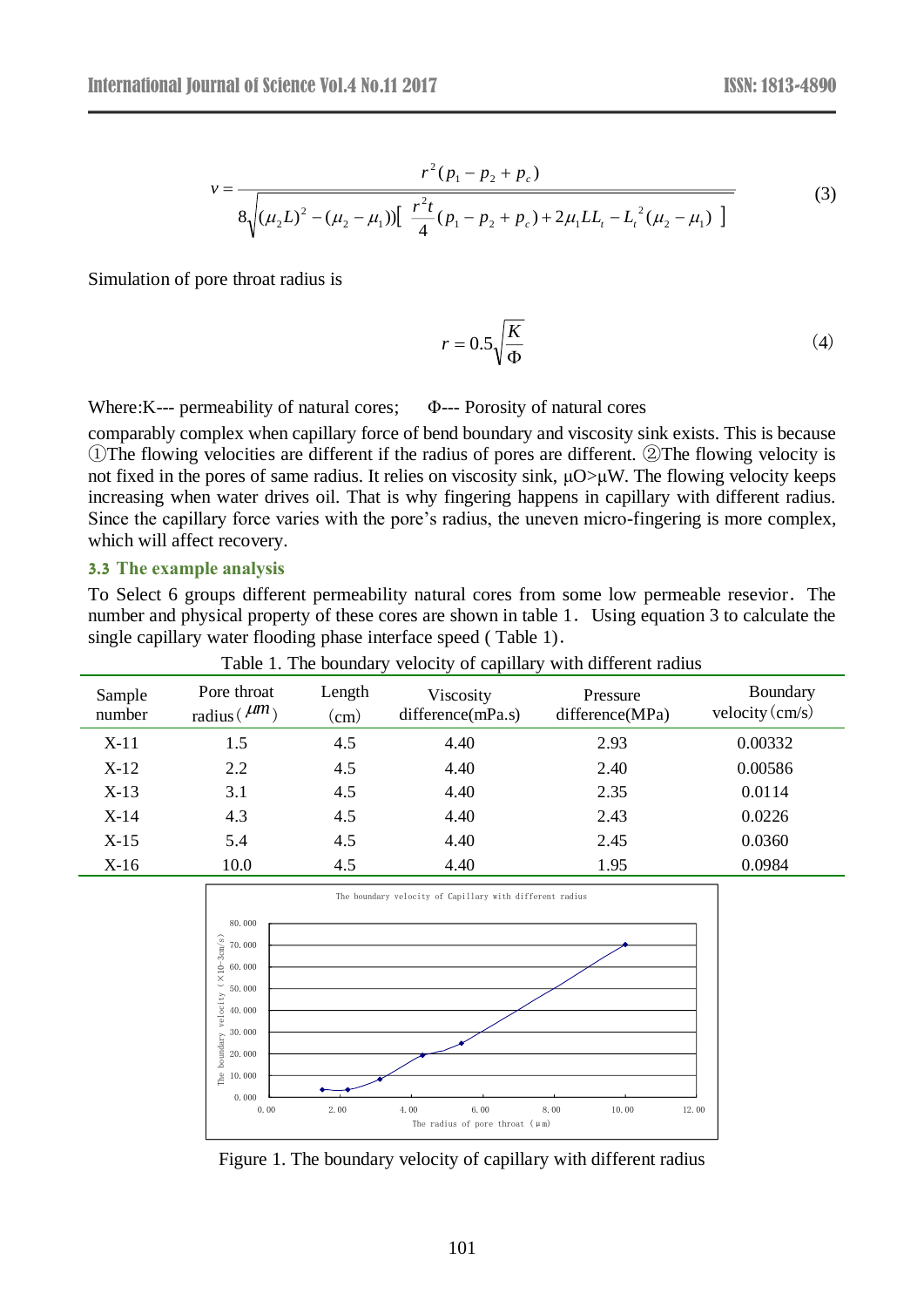$$v = \frac{r^2(p_1 - p_2 + p_c)}{8\sqrt{(\mu_2 L)^2 - (\mu_2 - \mu_1))[\ \frac{r^2 t}{4}(p_1 - p_2 + p_c) + 2\mu_1 L L_t - L_t^{\ 2}(\mu_2 - \mu_1)\ ]}} \tag{3}$$

Simulation of pore throat radius is

$$r = 0.5\sqrt{\frac{K}{\Phi}} \tag{4}$$

Where:K--- permeability of natural cores; Φ--- Porosity of natural cores

comparably complex when capillary force of bend boundary and viscosity sink exists. This is because ①The flowing velocities are different if the radius of pores are different. ②The flowing velocity is not fixed in the pores of same radius. It relies on viscosity sink, μO>μW. The flowing velocity keeps increasing when water drives oil. That is why fingering happens in capillary with different radius. Since the capillary force varies with the pore's radius, the uneven micro-fingering is more complex, which will affect recovery.

### 3.3 The example analysis

To Select 6 groups different permeability natural cores from some low permeable resevior. The number and physical property of these cores are shown in table 1. Using equation 3 to calculate the single capillary water flooding phase interface speed ( Table 1).

Table 1. The boundary velocity of capillary with different radius

| Sample number | Pore throat radius ( $\mu m$ ) | Length (cm) | Viscosity difference(mPa.s) | Pressure difference(MPa) | Boundary velocity (cm/s) |
|---|---|---|---|---|---|
| X-11 | 1.5 | 4.5 | 4.40 | 2.93 | 0.00332 |
| X-12 | 2.2 | 4.5 | 4.40 | 2.40 | 0.00586 |
| X-13 | 3.1 | 4.5 | 4.40 | 2.35 | 0.0114 |
| X-14 | 4.3 | 4.5 | 4.40 | 2.43 | 0.0226 |
| X-15 | 5.4 | 4.5 | 4.40 | 2.45 | 0.0360 |
| X-16 | 10.0 | 4.5 | 4.40 | 1.95 | 0.0984 |

Figure 1. The boundary velocity of capillary with different radius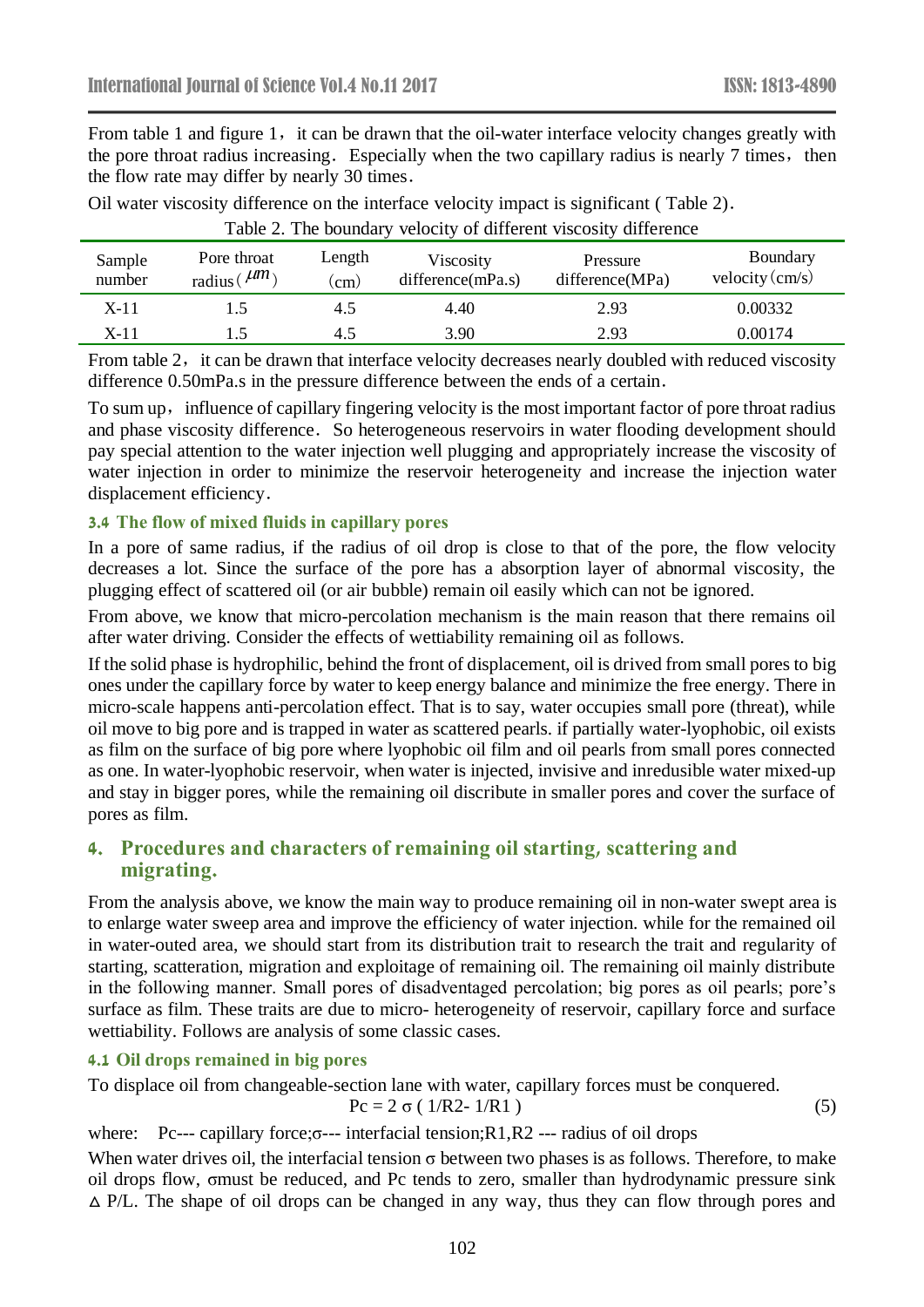From table 1 and figure 1, it can be drawn that the oil-water interface velocity changes greatly with the pore throat radius increasing. Especially when the two capillary radius is nearly 7 times, then the flow rate may differ by nearly 30 times.

Oil water viscosity difference on the interface velocity impact is significant ( Table 2).

Table 2. The boundary velocity of different viscosity difference

| Sample number | Pore throat radius ( $\mu m$ ) | Length (cm) | Viscosity difference(mPa.s) | Pressure difference(MPa) | Boundary velocity (cm/s) |
|---|---|---|---|---|---|
| X-11 | 1.5 | 4.5 | 4.40 | 2.93 | 0.00332 |
| X-11 | 1.5 | 4.5 | 3.90 | 2.93 | 0.00174 |

From table 2, it can be drawn that interface velocity decreases nearly doubled with reduced viscosity difference 0.50mPa.s in the pressure difference between the ends of a certain.

To sum up, influence of capillary fingering velocity is the most important factor of pore throat radius and phase viscosity difference. So heterogeneous reservoirs in water flooding development should pay special attention to the water injection well plugging and appropriately increase the viscosity of water injection in order to minimize the reservoir heterogeneity and increase the injection water displacement efficiency.

### 3.4 The flow of mixed fluids in capillary pores

In a pore of same radius, if the radius of oil drop is close to that of the pore, the flow velocity decreases a lot. Since the surface of the pore has a absorption layer of abnormal viscosity, the plugging effect of scattered oil (or air bubble) remain oil easily which can not be ignored.

From above, we know that micro-percolation mechanism is the main reason that there remains oil after water driving. Consider the effects of wettiability remaining oil as follows.

If the solid phase is hydrophilic, behind the front of displacement, oil is drived from small pores to big ones under the capillary force by water to keep energy balance and minimize the free energy. There in micro-scale happens anti-percolation effect. That is to say, water occupies small pore (threat), while oil move to big pore and is trapped in water as scattered pearls. if partially water-lyophobic, oil exists as film on the surface of big pore where lyophobic oil film and oil pearls from small pores connected as one. In water-lyophobic reservoir, when water is injected, invisive and inredusible water mixed-up and stay in bigger pores, while the remaining oil discribute in smaller pores and cover the surface of pores as film.

## 4. Procedures and characters of remaining oil starting, scattering and migrating.

From the analysis above, we know the main way to produce remaining oil in non-water swept area is to enlarge water sweep area and improve the efficiency of water injection. while for the remained oil in water-outed area, we should start from its distribution trait to research the trait and regularity of starting, scatteration, migration and exploitage of remaining oil. The remaining oil mainly distribute in the following manner. Small pores of disadventaged percolation; big pores as oil pearls; pore's surface as film. These traits are due to micro- heterogeneity of reservoir, capillary force and surface wettiability. Follows are analysis of some classic cases.

### 4.1 Oil drops remained in big pores

To displace oil from changeable-section lane with water, capillary forces must be conquered.

$$P_c = 2\sigma \left( 1/R_2 - 1/R_1 \right) \tag{5}$$

where: Pc--- capillary force;σ--- interfacial tension;R1,R2 --- radius of oil drops

When water drives oil, the interfacial tension σ between two phases is as follows. Therefore, to make oil drops flow, σmust be reduced, and Pc tends to zero, smaller than hydrodynamic pressure sink $\Delta P/L$. The shape of oil drops can be changed in any way, thus they can flow through pores and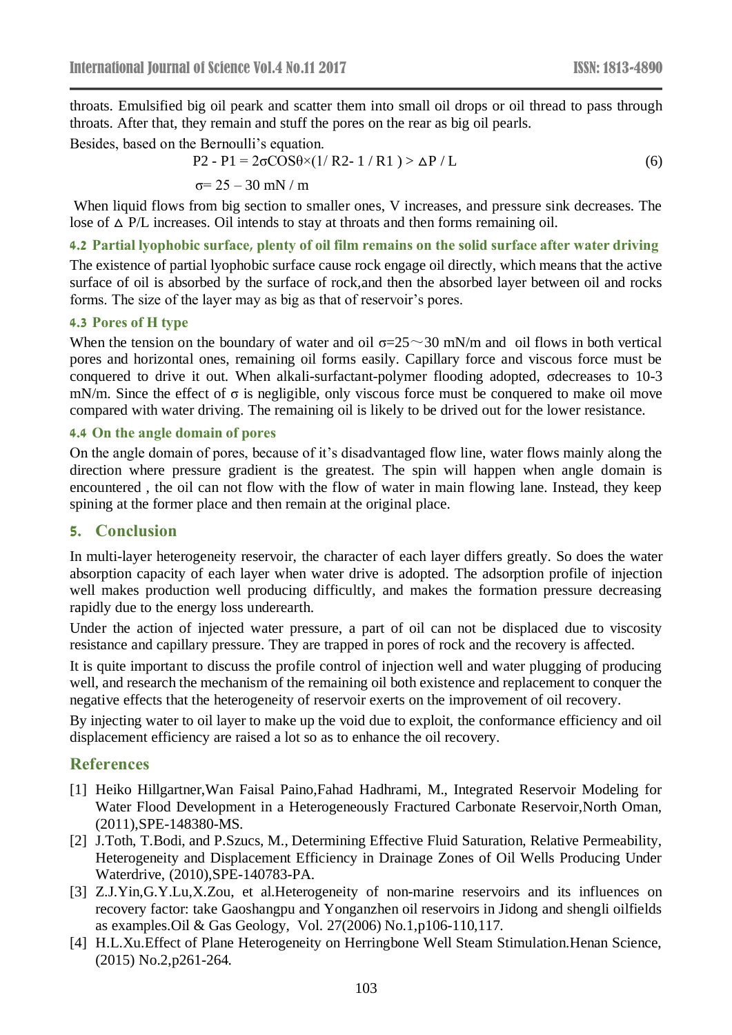throats. Emulsified big oil peark and scatter them into small oil drops or oil thread to pass through throats. After that, they remain and stuff the pores on the rear as big oil pearls.

Besides, based on the Bernoulli's equation.

$$P2 - P1 = 2\sigma COS\theta \times (1/ R2 - 1 / R1 ) > \Delta P / L \tag{6}$$

$$\sigma = 25 - 30 \text{ mN / m}$$

When liquid flows from big section to smaller ones, V increases, and pressure sink decreases. The lose of $\Delta$ P/L increases. Oil intends to stay at throats and then forms remaining oil.

### 4.2 Partial lyophobic surface, plenty of oil film remains on the solid surface after water driving

The existence of partial lyophobic surface cause rock engage oil directly, which means that the active surface of oil is absorbed by the surface of rock,and then the absorbed layer between oil and rocks forms. The size of the layer may as big as that of reservoir's pores.

### 4.3 Pores of H type

When the tension on the boundary of water and oil $\sigma$=25～30 mN/m and oil flows in both vertical pores and horizontal ones, remaining oil forms easily. Capillary force and viscous force must be conquered to drive it out. When alkali-surfactant-polymer flooding adopted, $\sigma$decreases to 10-3 mN/m. Since the effect of $\sigma$ is negligible, only viscous force must be conquered to make oil move compared with water driving. The remaining oil is likely to be drived out for the lower resistance.

### 4.4 On the angle domain of pores

On the angle domain of pores, because of it's disadvantaged flow line, water flows mainly along the direction where pressure gradient is the greatest. The spin will happen when angle domain is encountered , the oil can not flow with the flow of water in main flowing lane. Instead, they keep spining at the former place and then remain at the original place.

## 5. Conclusion

In multi-layer heterogeneity reservoir, the character of each layer differs greatly. So does the water absorption capacity of each layer when water drive is adopted. The adsorption profile of injection well makes production well producing difficultly, and makes the formation pressure decreasing rapidly due to the energy loss underearth.

Under the action of injected water pressure, a part of oil can not be displaced due to viscosity resistance and capillary pressure. They are trapped in pores of rock and the recovery is affected.

It is quite important to discuss the profile control of injection well and water plugging of producing well, and research the mechanism of the remaining oil both existence and replacement to conquer the negative effects that the heterogeneity of reservoir exerts on the improvement of oil recovery.

By injecting water to oil layer to make up the void due to exploit, the conformance efficiency and oil displacement efficiency are raised a lot so as to enhance the oil recovery.

## References

[1] Heiko Hillgartner,Wan Faisal Paino,Fahad Hadhrami, M., Integrated Reservoir Modeling for Water Flood Development in a Heterogeneously Fractured Carbonate Reservoir,North Oman, (2011),SPE-148380-MS.

[2] J.Toth, T.Bodi, and P.Szucs, M., Determining Effective Fluid Saturation, Relative Permeability, Heterogeneity and Displacement Efficiency in Drainage Zones of Oil Wells Producing Under Waterdrive, (2010),SPE-140783-PA.

[3] Z.J.Yin,G.Y.Lu,X.Zou, et al.Heterogeneity of non-marine reservoirs and its influences on recovery factor: take Gaoshangpu and Yonganzhen oil reservoirs in Jidong and shengli oilfields as examples.Oil & Gas Geology, Vol. 27(2006) No.1,p106-110,117.

[4] H.L.Xu.Effect of Plane Heterogeneity on Herringbone Well Steam Stimulation.Henan Science, (2015) No.2,p261-264.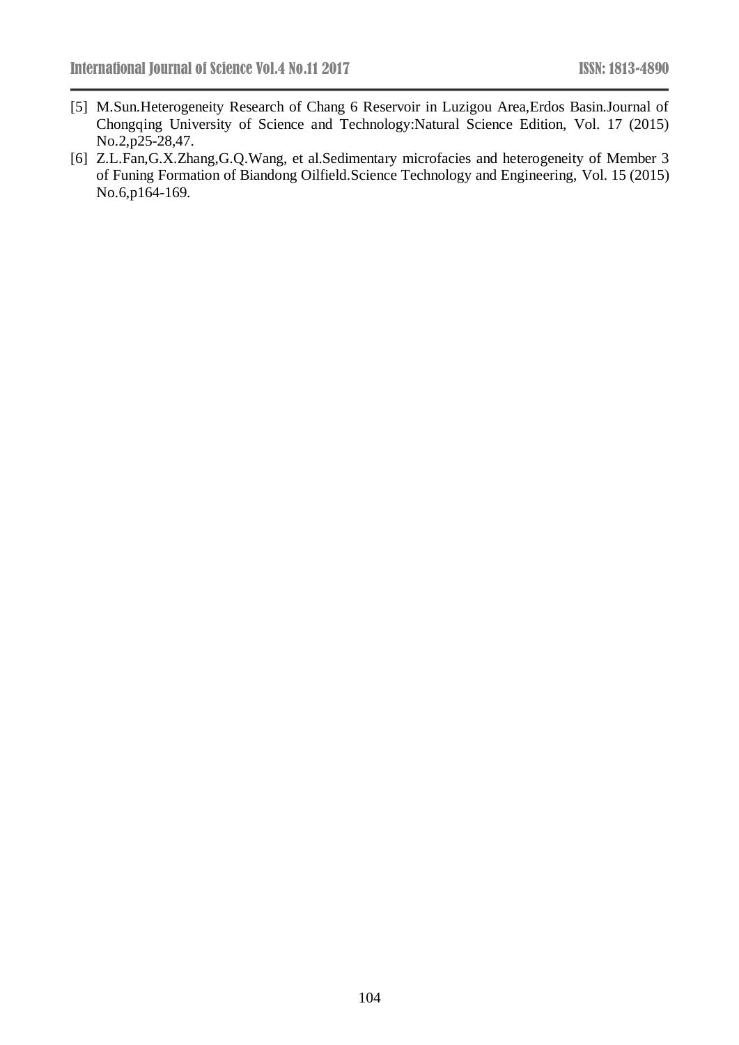[5] M.Sun.Heterogeneity Research of Chang 6 Reservoir in Luzigou Area,Erdos Basin.Journal of Chongqing University of Science and Technology:Natural Science Edition, Vol. 17 (2015) No.2,p25-28,47.

[6] Z.L.Fan,G.X.Zhang,G.Q.Wang, et al.Sedimentary microfacies and heterogeneity of Member 3 of Funing Formation of Biandong Oilfield.Science Technology and Engineering, Vol. 15 (2015) No.6,p164-169.